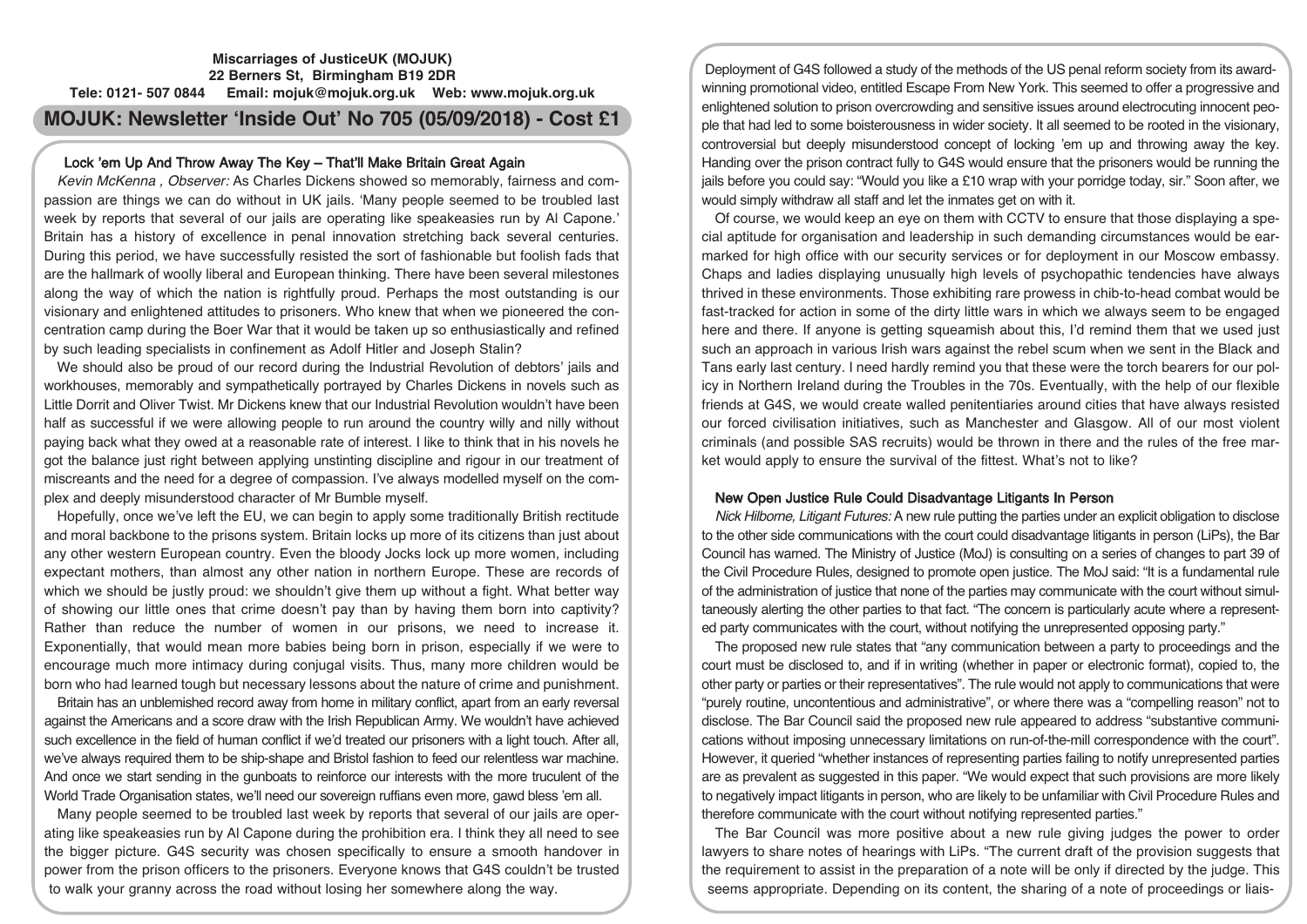**Miscarriages of JusticeUK (MOJUK)**
**22 Berners St, Birmingham B19 2DR**
**Tele: 0121- 507 0844 Email: mojuk@mojuk.org.uk Web: www.mojuk.org.uk**

# MOJUK: Newsletter 'Inside Out' No 705 (05/09/2018) - Cost £1

## Lock 'em Up And Throw Away The Key – That'll Make Britain Great Again

*Kevin McKenna , Observer:* As Charles Dickens showed so memorably, fairness and compassion are things we can do without in UK jails. 'Many people seemed to be troubled last week by reports that several of our jails are operating like speakeasies run by Al Capone.' Britain has a history of excellence in penal innovation stretching back several centuries. During this period, we have successfully resisted the sort of fashionable but foolish fads that are the hallmark of woolly liberal and European thinking. There have been several milestones along the way of which the nation is rightfully proud. Perhaps the most outstanding is our visionary and enlightened attitudes to prisoners. Who knew that when we pioneered the concentration camp during the Boer War that it would be taken up so enthusiastically and refined by such leading specialists in confinement as Adolf Hitler and Joseph Stalin?

We should also be proud of our record during the Industrial Revolution of debtors' jails and workhouses, memorably and sympathetically portrayed by Charles Dickens in novels such as Little Dorrit and Oliver Twist. Mr Dickens knew that our Industrial Revolution wouldn't have been half as successful if we were allowing people to run around the country willy and nilly without paying back what they owed at a reasonable rate of interest. I like to think that in his novels he got the balance just right between applying unstinting discipline and rigour in our treatment of miscreants and the need for a degree of compassion. I've always modelled myself on the complex and deeply misunderstood character of Mr Bumble myself.

Hopefully, once we've left the EU, we can begin to apply some traditionally British rectitude and moral backbone to the prisons system. Britain locks up more of its citizens than just about any other western European country. Even the bloody Jocks lock up more women, including expectant mothers, than almost any other nation in northern Europe. These are records of which we should be justly proud: we shouldn't give them up without a fight. What better way of showing our little ones that crime doesn't pay than by having them born into captivity? Rather than reduce the number of women in our prisons, we need to increase it. Exponentially, that would mean more babies being born in prison, especially if we were to encourage much more intimacy during conjugal visits. Thus, many more children would be born who had learned tough but necessary lessons about the nature of crime and punishment.

Britain has an unblemished record away from home in military conflict, apart from an early reversal against the Americans and a score draw with the Irish Republican Army. We wouldn't have achieved such excellence in the field of human conflict if we'd treated our prisoners with a light touch. After all, we've always required them to be ship-shape and Bristol fashion to feed our relentless war machine. And once we start sending in the gunboats to reinforce our interests with the more truculent of the World Trade Organisation states, we'll need our sovereign ruffians even more, gawd bless 'em all.

Many people seemed to be troubled last week by reports that several of our jails are operating like speakeasies run by Al Capone during the prohibition era. I think they all need to see the bigger picture. G4S security was chosen specifically to ensure a smooth handover in power from the prison officers to the prisoners. Everyone knows that G4S couldn't be trusted to walk your granny across the road without losing her somewhere along the way.

Deployment of G4S followed a study of the methods of the US penal reform society from its award-winning promotional video, entitled Escape From New York. This seemed to offer a progressive and enlightened solution to prison overcrowding and sensitive issues around electrocuting innocent people that had led to some boisterousness in wider society. It all seemed to be rooted in the visionary, controversial but deeply misunderstood concept of locking 'em up and throwing away the key. Handing over the prison contract fully to G4S would ensure that the prisoners would be running the jails before you could say: "Would you like a £10 wrap with your porridge today, sir." Soon after, we would simply withdraw all staff and let the inmates get on with it.

Of course, we would keep an eye on them with CCTV to ensure that those displaying a special aptitude for organisation and leadership in such demanding circumstances would be earmarked for high office with our security services or for deployment in our Moscow embassy. Chaps and ladies displaying unusually high levels of psychopathic tendencies have always thrived in these environments. Those exhibiting rare prowess in chib-to-head combat would be fast-tracked for action in some of the dirty little wars in which we always seem to be engaged here and there. If anyone is getting squeamish about this, I'd remind them that we used just such an approach in various Irish wars against the rebel scum when we sent in the Black and Tans early last century. I need hardly remind you that these were the torch bearers for our policy in Northern Ireland during the Troubles in the 70s. Eventually, with the help of our flexible friends at G4S, we would create walled penitentiaries around cities that have always resisted our forced civilisation initiatives, such as Manchester and Glasgow. All of our most violent criminals (and possible SAS recruits) would be thrown in there and the rules of the free market would apply to ensure the survival of the fittest. What's not to like?

## New Open Justice Rule Could Disadvantage Litigants In Person

*Nick Hilborne, Litigant Futures:* A new rule putting the parties under an explicit obligation to disclose to the other side communications with the court could disadvantage litigants in person (LiPs), the Bar Council has warned. The Ministry of Justice (MoJ) is consulting on a series of changes to part 39 of the Civil Procedure Rules, designed to promote open justice. The MoJ said: "It is a fundamental rule of the administration of justice that none of the parties may communicate with the court without simultaneously alerting the other parties to that fact. "The concern is particularly acute where a represented party communicates with the court, without notifying the unrepresented opposing party."

The proposed new rule states that "any communication between a party to proceedings and the court must be disclosed to, and if in writing (whether in paper or electronic format), copied to, the other party or parties or their representatives". The rule would not apply to communications that were "purely routine, uncontentious and administrative", or where there was a "compelling reason" not to disclose. The Bar Council said the proposed new rule appeared to address "substantive communications without imposing unnecessary limitations on run-of-the-mill correspondence with the court". However, it queried "whether instances of representing parties failing to notify unrepresented parties are as prevalent as suggested in this paper. "We would expect that such provisions are more likely to negatively impact litigants in person, who are likely to be unfamiliar with Civil Procedure Rules and therefore communicate with the court without notifying represented parties."

The Bar Council was more positive about a new rule giving judges the power to order lawyers to share notes of hearings with LiPs. "The current draft of the provision suggests that the requirement to assist in the preparation of a note will be only if directed by the judge. This seems appropriate. Depending on its content, the sharing of a note of proceedings or liais-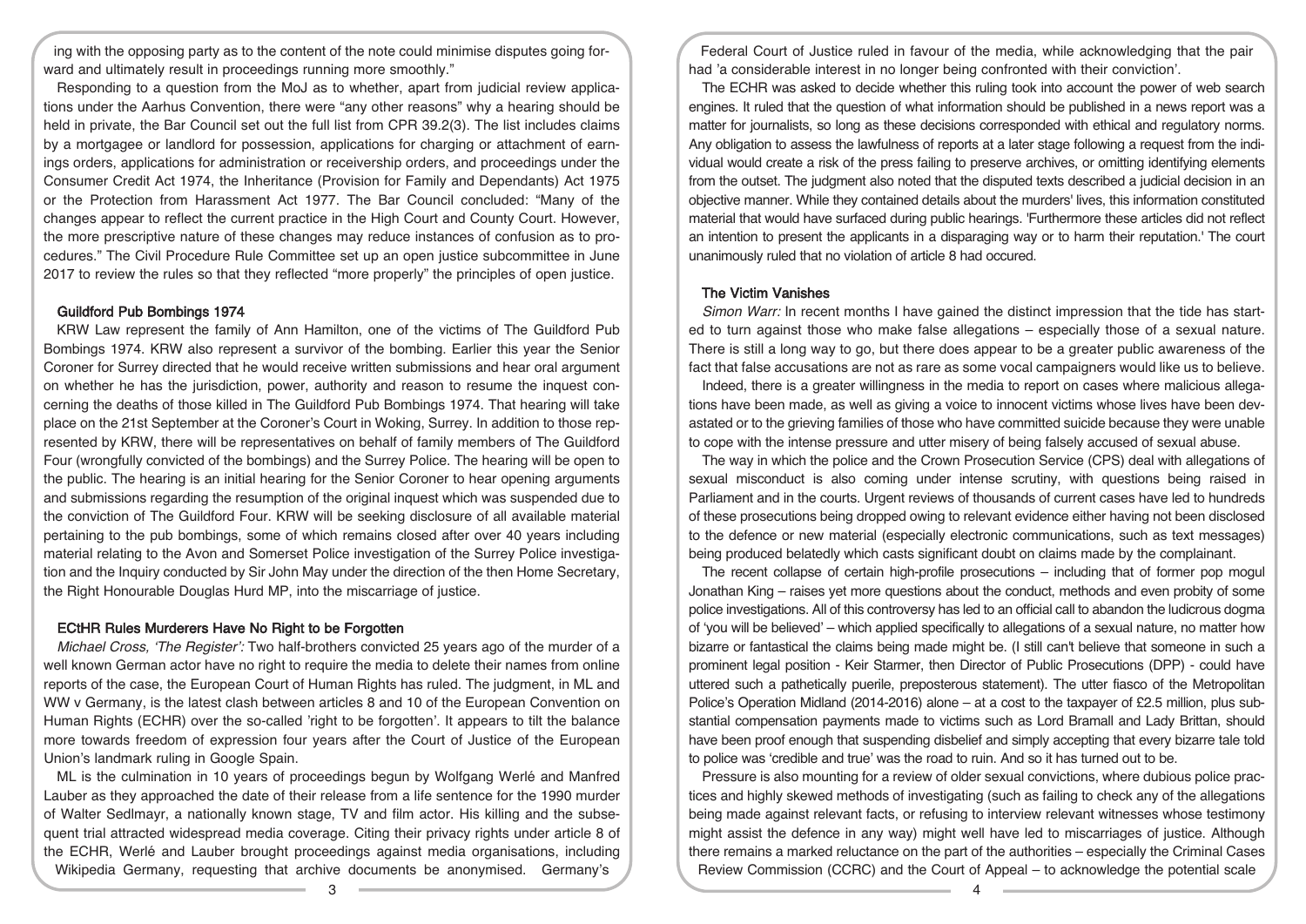ing with the opposing party as to the content of the note could minimise disputes going forward and ultimately result in proceedings running more smoothly."

Responding to a question from the MoJ as to whether, apart from judicial review applications under the Aarhus Convention, there were "any other reasons" why a hearing should be held in private, the Bar Council set out the full list from CPR 39.2(3). The list includes claims by a mortgagee or landlord for possession, applications for charging or attachment of earnings orders, applications for administration or receivership orders, and proceedings under the Consumer Credit Act 1974, the Inheritance (Provision for Family and Dependants) Act 1975 or the Protection from Harassment Act 1977. The Bar Council concluded: "Many of the changes appear to reflect the current practice in the High Court and County Court. However, the more prescriptive nature of these changes may reduce instances of confusion as to procedures." The Civil Procedure Rule Committee set up an open justice subcommittee in June 2017 to review the rules so that they reflected "more properly" the principles of open justice.

## Guildford Pub Bombings 1974

KRW Law represent the family of Ann Hamilton, one of the victims of The Guildford Pub Bombings 1974. KRW also represent a survivor of the bombing. Earlier this year the Senior Coroner for Surrey directed that he would receive written submissions and hear oral argument on whether he has the jurisdiction, power, authority and reason to resume the inquest concerning the deaths of those killed in The Guildford Pub Bombings 1974. That hearing will take place on the 21st September at the Coroner's Court in Woking, Surrey. In addition to those represented by KRW, there will be representatives on behalf of family members of The Guildford Four (wrongfully convicted of the bombings) and the Surrey Police. The hearing will be open to the public. The hearing is an initial hearing for the Senior Coroner to hear opening arguments and submissions regarding the resumption of the original inquest which was suspended due to the conviction of The Guildford Four. KRW will be seeking disclosure of all available material pertaining to the pub bombings, some of which remains closed after over 40 years including material relating to the Avon and Somerset Police investigation of the Surrey Police investigation and the Inquiry conducted by Sir John May under the direction of the then Home Secretary, the Right Honourable Douglas Hurd MP, into the miscarriage of justice.

## ECtHR Rules Murderers Have No Right to be Forgotten

*Michael Cross, 'The Register':* Two half-brothers convicted 25 years ago of the murder of a well known German actor have no right to require the media to delete their names from online reports of the case, the European Court of Human Rights has ruled. The judgment, in ML and WW v Germany, is the latest clash between articles 8 and 10 of the European Convention on Human Rights (ECHR) over the so-called 'right to be forgotten'. It appears to tilt the balance more towards freedom of expression four years after the Court of Justice of the European Union's landmark ruling in Google Spain.

ML is the culmination in 10 years of proceedings begun by Wolfgang Werlé and Manfred Lauber as they approached the date of their release from a life sentence for the 1990 murder of Walter Sedlmayr, a nationally known stage, TV and film actor. His killing and the subsequent trial attracted widespread media coverage. Citing their privacy rights under article 8 of the ECHR, Werlé and Lauber brought proceedings against media organisations, including Wikipedia Germany, requesting that archive documents be anonymised. Germany's Federal Court of Justice ruled in favour of the media, while acknowledging that the pair had 'a considerable interest in no longer being confronted with their conviction'.

The ECHR was asked to decide whether this ruling took into account the power of web search engines. It ruled that the question of what information should be published in a news report was a matter for journalists, so long as these decisions corresponded with ethical and regulatory norms. Any obligation to assess the lawfulness of reports at a later stage following a request from the individual would create a risk of the press failing to preserve archives, or omitting identifying elements from the outset. The judgment also noted that the disputed texts described a judicial decision in an objective manner. While they contained details about the murders' lives, this information constituted material that would have surfaced during public hearings. 'Furthermore these articles did not reflect an intention to present the applicants in a disparaging way or to harm their reputation.' The court unanimously ruled that no violation of article 8 had occured.

## The Victim Vanishes

*Simon Warr:* In recent months I have gained the distinct impression that the tide has started to turn against those who make false allegations – especially those of a sexual nature. There is still a long way to go, but there does appear to be a greater public awareness of the fact that false accusations are not as rare as some vocal campaigners would like us to believe.

Indeed, there is a greater willingness in the media to report on cases where malicious allegations have been made, as well as giving a voice to innocent victims whose lives have been devastated or to the grieving families of those who have committed suicide because they were unable to cope with the intense pressure and utter misery of being falsely accused of sexual abuse.

The way in which the police and the Crown Prosecution Service (CPS) deal with allegations of sexual misconduct is also coming under intense scrutiny, with questions being raised in Parliament and in the courts. Urgent reviews of thousands of current cases have led to hundreds of these prosecutions being dropped owing to relevant evidence either having not been disclosed to the defence or new material (especially electronic communications, such as text messages) being produced belatedly which casts significant doubt on claims made by the complainant.

The recent collapse of certain high-profile prosecutions – including that of former pop mogul Jonathan King – raises yet more questions about the conduct, methods and even probity of some police investigations. All of this controversy has led to an official call to abandon the ludicrous dogma of 'you will be believed' – which applied specifically to allegations of a sexual nature, no matter how bizarre or fantastical the claims being made might be. (I still can't believe that someone in such a prominent legal position - Keir Starmer, then Director of Public Prosecutions (DPP) - could have uttered such a pathetically puerile, preposterous statement). The utter fiasco of the Metropolitan Police's Operation Midland (2014-2016) alone – at a cost to the taxpayer of £2.5 million, plus substantial compensation payments made to victims such as Lord Bramall and Lady Brittan, should have been proof enough that suspending disbelief and simply accepting that every bizarre tale told to police was 'credible and true' was the road to ruin. And so it has turned out to be.

Pressure is also mounting for a review of older sexual convictions, where dubious police practices and highly skewed methods of investigating (such as failing to check any of the allegations being made against relevant facts, or refusing to interview relevant witnesses whose testimony might assist the defence in any way) might well have led to miscarriages of justice. Although there remains a marked reluctance on the part of the authorities – especially the Criminal Cases Review Commission (CCRC) and the Court of Appeal – to acknowledge the potential scale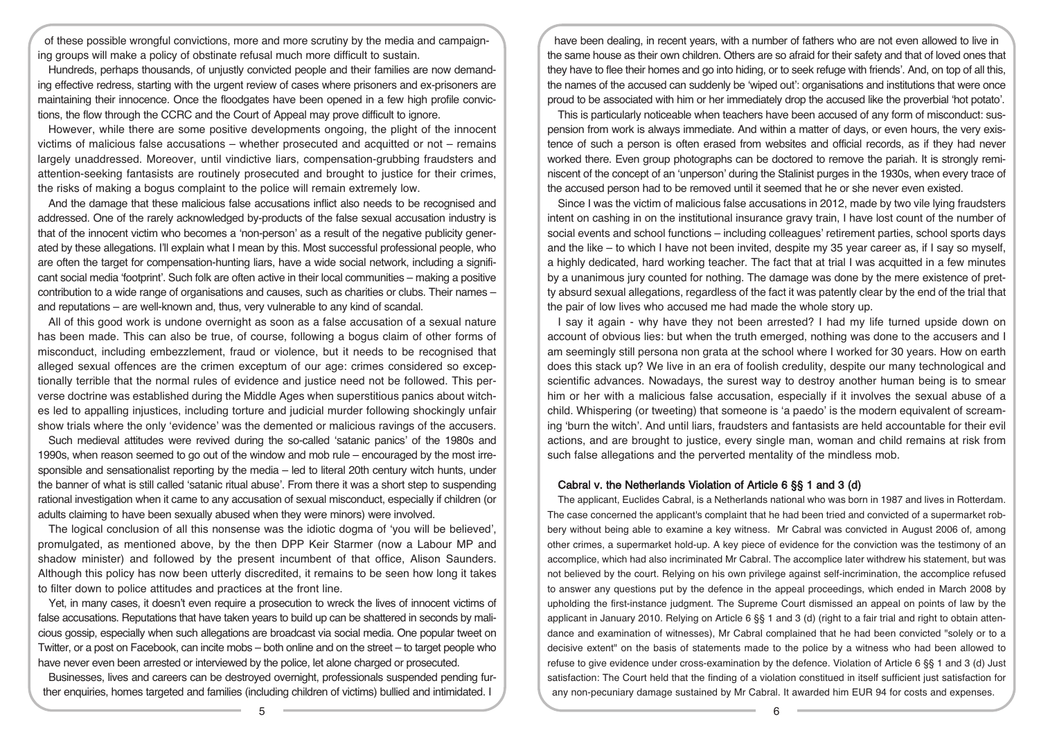of these possible wrongful convictions, more and more scrutiny by the media and campaigning groups will make a policy of obstinate refusal much more difficult to sustain.

Hundreds, perhaps thousands, of unjustly convicted people and their families are now demanding effective redress, starting with the urgent review of cases where prisoners and ex-prisoners are maintaining their innocence. Once the floodgates have been opened in a few high profile convictions, the flow through the CCRC and the Court of Appeal may prove difficult to ignore.

However, while there are some positive developments ongoing, the plight of the innocent victims of malicious false accusations – whether prosecuted and acquitted or not – remains largely unaddressed. Moreover, until vindictive liars, compensation-grubbing fraudsters and attention-seeking fantasists are routinely prosecuted and brought to justice for their crimes, the risks of making a bogus complaint to the police will remain extremely low.

And the damage that these malicious false accusations inflict also needs to be recognised and addressed. One of the rarely acknowledged by-products of the false sexual accusation industry is that of the innocent victim who becomes a 'non-person' as a result of the negative publicity generated by these allegations. I'll explain what I mean by this. Most successful professional people, who are often the target for compensation-hunting liars, have a wide social network, including a significant social media 'footprint'. Such folk are often active in their local communities – making a positive contribution to a wide range of organisations and causes, such as charities or clubs. Their names – and reputations – are well-known and, thus, very vulnerable to any kind of scandal.

All of this good work is undone overnight as soon as a false accusation of a sexual nature has been made. This can also be true, of course, following a bogus claim of other forms of misconduct, including embezzlement, fraud or violence, but it needs to be recognised that alleged sexual offences are the crimen exceptum of our age: crimes considered so exceptionally terrible that the normal rules of evidence and justice need not be followed. This perverse doctrine was established during the Middle Ages when superstitious panics about witches led to appalling injustices, including torture and judicial murder following shockingly unfair show trials where the only 'evidence' was the demented or malicious ravings of the accusers.

Such medieval attitudes were revived during the so-called 'satanic panics' of the 1980s and 1990s, when reason seemed to go out of the window and mob rule – encouraged by the most irresponsible and sensationalist reporting by the media – led to literal 20th century witch hunts, under the banner of what is still called 'satanic ritual abuse'. From there it was a short step to suspending rational investigation when it came to any accusation of sexual misconduct, especially if children (or adults claiming to have been sexually abused when they were minors) were involved.

The logical conclusion of all this nonsense was the idiotic dogma of 'you will be believed', promulgated, as mentioned above, by the then DPP Keir Starmer (now a Labour MP and shadow minister) and followed by the present incumbent of that office, Alison Saunders. Although this policy has now been utterly discredited, it remains to be seen how long it takes to filter down to police attitudes and practices at the front line.

Yet, in many cases, it doesn't even require a prosecution to wreck the lives of innocent victims of false accusations. Reputations that have taken years to build up can be shattered in seconds by malicious gossip, especially when such allegations are broadcast via social media. One popular tweet on Twitter, or a post on Facebook, can incite mobs – both online and on the street – to target people who have never even been arrested or interviewed by the police, let alone charged or prosecuted.

Businesses, lives and careers can be destroyed overnight, professionals suspended pending further enquiries, homes targeted and families (including children of victims) bullied and intimidated. I have been dealing, in recent years, with a number of fathers who are not even allowed to live in the same house as their own children. Others are so afraid for their safety and that of loved ones that they have to flee their homes and go into hiding, or to seek refuge with friends'. And, on top of all this, the names of the accused can suddenly be 'wiped out': organisations and institutions that were once proud to be associated with him or her immediately drop the accused like the proverbial 'hot potato'.

This is particularly noticeable when teachers have been accused of any form of misconduct: suspension from work is always immediate. And within a matter of days, or even hours, the very existence of such a person is often erased from websites and official records, as if they had never worked there. Even group photographs can be doctored to remove the pariah. It is strongly reminiscent of the concept of an 'unperson' during the Stalinist purges in the 1930s, when every trace of the accused person had to be removed until it seemed that he or she never even existed.

Since I was the victim of malicious false accusations in 2012, made by two vile lying fraudsters intent on cashing in on the institutional insurance gravy train, I have lost count of the number of social events and school functions – including colleagues' retirement parties, school sports days and the like – to which I have not been invited, despite my 35 year career as, if I say so myself, a highly dedicated, hard working teacher. The fact that at trial I was acquitted in a few minutes by a unanimous jury counted for nothing. The damage was done by the mere existence of pretty absurd sexual allegations, regardless of the fact it was patently clear by the end of the trial that the pair of low lives who accused me had made the whole story up.

I say it again - why have they not been arrested? I had my life turned upside down on account of obvious lies: but when the truth emerged, nothing was done to the accusers and I am seemingly still persona non grata at the school where I worked for 30 years. How on earth does this stack up? We live in an era of foolish credulity, despite our many technological and scientific advances. Nowadays, the surest way to destroy another human being is to smear him or her with a malicious false accusation, especially if it involves the sexual abuse of a child. Whispering (or tweeting) that someone is 'a paedo' is the modern equivalent of screaming 'burn the witch'. And until liars, fraudsters and fantasists are held accountable for their evil actions, and are brought to justice, every single man, woman and child remains at risk from such false allegations and the perverted mentality of the mindless mob.

### Cabral v. the Netherlands Violation of Article 6 §§ 1 and 3 (d)

The applicant, Euclides Cabral, is a Netherlands national who was born in 1987 and lives in Rotterdam. The case concerned the applicant's complaint that he had been tried and convicted of a supermarket robbery without being able to examine a key witness. Mr Cabral was convicted in August 2006 of, among other crimes, a supermarket hold-up. A key piece of evidence for the conviction was the testimony of an accomplice, which had also incriminated Mr Cabral. The accomplice later withdrew his statement, but was not believed by the court. Relying on his own privilege against self-incrimination, the accomplice refused to answer any questions put by the defence in the appeal proceedings, which ended in March 2008 by upholding the first-instance judgment. The Supreme Court dismissed an appeal on points of law by the applicant in January 2010. Relying on Article 6 §§ 1 and 3 (d) (right to a fair trial and right to obtain attendance and examination of witnesses), Mr Cabral complained that he had been convicted "solely or to a decisive extent" on the basis of statements made to the police by a witness who had been allowed to refuse to give evidence under cross-examination by the defence. Violation of Article 6 §§ 1 and 3 (d) Just satisfaction: The Court held that the finding of a violation constitued in itself sufficient just satisfaction for any non-pecuniary damage sustained by Mr Cabral. It awarded him EUR 94 for costs and expenses.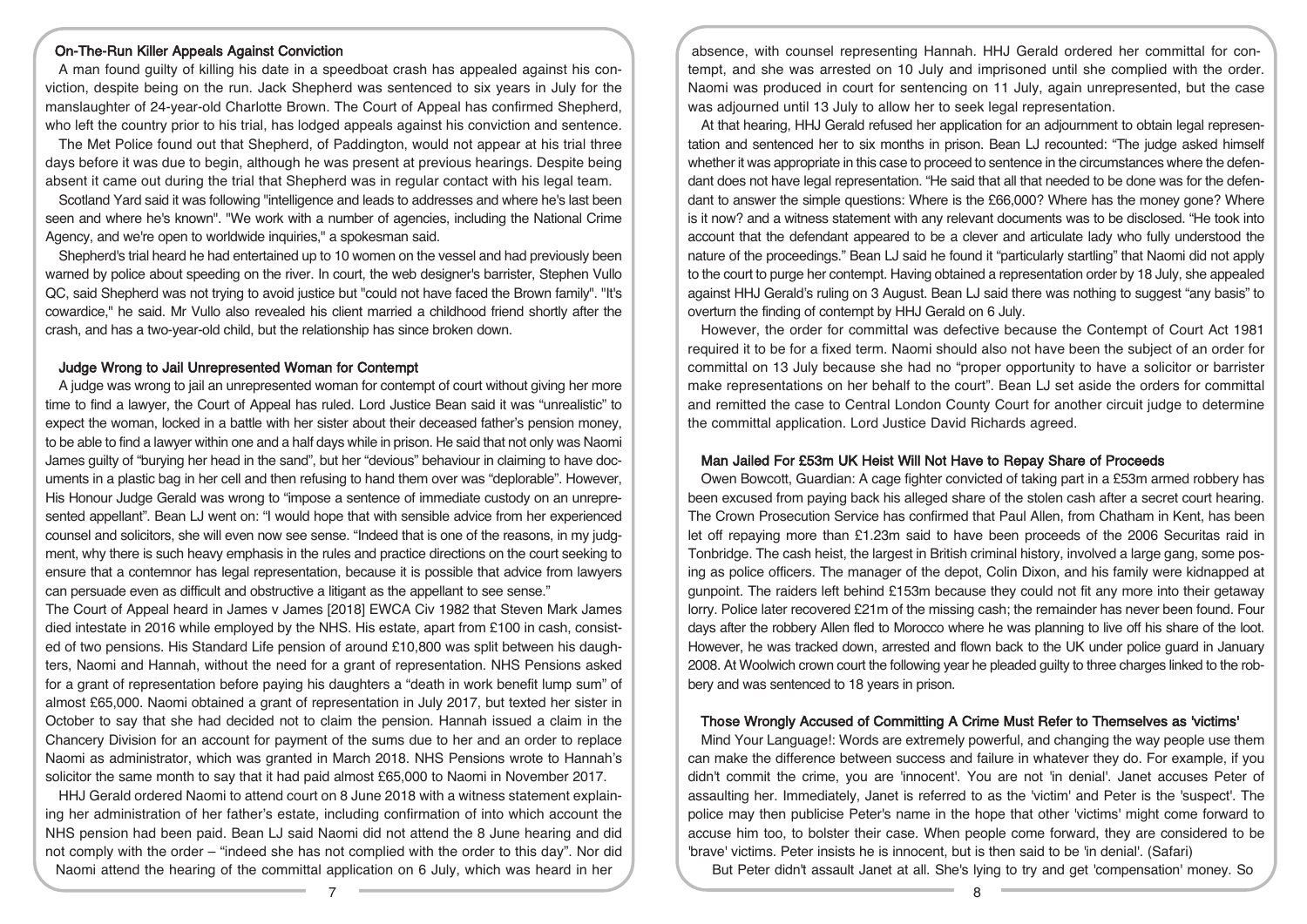### On-The-Run Killer Appeals Against Conviction

A man found guilty of killing his date in a speedboat crash has appealed against his conviction, despite being on the run. Jack Shepherd was sentenced to six years in July for the manslaughter of 24-year-old Charlotte Brown. The Court of Appeal has confirmed Shepherd, who left the country prior to his trial, has lodged appeals against his conviction and sentence.

The Met Police found out that Shepherd, of Paddington, would not appear at his trial three days before it was due to begin, although he was present at previous hearings. Despite being absent it came out during the trial that Shepherd was in regular contact with his legal team.

Scotland Yard said it was following "intelligence and leads to addresses and where he's last been seen and where he's known". "We work with a number of agencies, including the National Crime Agency, and we're open to worldwide inquiries," a spokesman said.

Shepherd's trial heard he had entertained up to 10 women on the vessel and had previously been warned by police about speeding on the river. In court, the web designer's barrister, Stephen Vullo QC, said Shepherd was not trying to avoid justice but "could not have faced the Brown family". "It's cowardice," he said. Mr Vullo also revealed his client married a childhood friend shortly after the crash, and has a two-year-old child, but the relationship has since broken down.

### Judge Wrong to Jail Unrepresented Woman for Contempt

A judge was wrong to jail an unrepresented woman for contempt of court without giving her more time to find a lawyer, the Court of Appeal has ruled. Lord Justice Bean said it was "unrealistic" to expect the woman, locked in a battle with her sister about their deceased father's pension money, to be able to find a lawyer within one and a half days while in prison. He said that not only was Naomi James guilty of "burying her head in the sand", but her "devious" behaviour in claiming to have documents in a plastic bag in her cell and then refusing to hand them over was "deplorable". However, His Honour Judge Gerald was wrong to "impose a sentence of immediate custody on an unrepresented appellant". Bean LJ went on: "I would hope that with sensible advice from her experienced counsel and solicitors, she will even now see sense. "Indeed that is one of the reasons, in my judgment, why there is such heavy emphasis in the rules and practice directions on the court seeking to ensure that a contemnor has legal representation, because it is possible that advice from lawyers can persuade even as difficult and obstructive a litigant as the appellant to see sense."

The Court of Appeal heard in James v James [2018] EWCA Civ 1982 that Steven Mark James died intestate in 2016 while employed by the NHS. His estate, apart from £100 in cash, consisted of two pensions. His Standard Life pension of around £10,800 was split between his daughters, Naomi and Hannah, without the need for a grant of representation. NHS Pensions asked for a grant of representation before paying his daughters a "death in work benefit lump sum" of almost £65,000. Naomi obtained a grant of representation in July 2017, but texted her sister in October to say that she had decided not to claim the pension. Hannah issued a claim in the Chancery Division for an account for payment of the sums due to her and an order to replace Naomi as administrator, which was granted in March 2018. NHS Pensions wrote to Hannah's solicitor the same month to say that it had paid almost £65,000 to Naomi in November 2017.

HHJ Gerald ordered Naomi to attend court on 8 June 2018 with a witness statement explaining her administration of her father's estate, including confirmation of into which account the NHS pension had been paid. Bean LJ said Naomi did not attend the 8 June hearing and did not comply with the order – "indeed she has not complied with the order to this day". Nor did Naomi attend the hearing of the committal application on 6 July, which was heard in her absence, with counsel representing Hannah. HHJ Gerald ordered her committal for contempt, and she was arrested on 10 July and imprisoned until she complied with the order. Naomi was produced in court for sentencing on 11 July, again unrepresented, but the case was adjourned until 13 July to allow her to seek legal representation.

At that hearing, HHJ Gerald refused her application for an adjournment to obtain legal representation and sentenced her to six months in prison. Bean LJ recounted: "The judge asked himself whether it was appropriate in this case to proceed to sentence in the circumstances where the defendant does not have legal representation. "He said that all that needed to be done was for the defendant to answer the simple questions: Where is the £66,000? Where has the money gone? Where is it now? and a witness statement with any relevant documents was to be disclosed. "He took into account that the defendant appeared to be a clever and articulate lady who fully understood the nature of the proceedings." Bean LJ said he found it "particularly startling" that Naomi did not apply to the court to purge her contempt. Having obtained a representation order by 18 July, she appealed against HHJ Gerald's ruling on 3 August. Bean LJ said there was nothing to suggest "any basis" to overturn the finding of contempt by HHJ Gerald on 6 July.

However, the order for committal was defective because the Contempt of Court Act 1981 required it to be for a fixed term. Naomi should also not have been the subject of an order for committal on 13 July because she had no "proper opportunity to have a solicitor or barrister make representations on her behalf to the court". Bean LJ set aside the orders for committal and remitted the case to Central London County Court for another circuit judge to determine the committal application. Lord Justice David Richards agreed.

### Man Jailed For £53m UK Heist Will Not Have to Repay Share of Proceeds

Owen Bowcott, Guardian: A cage fighter convicted of taking part in a £53m armed robbery has been excused from paying back his alleged share of the stolen cash after a secret court hearing. The Crown Prosecution Service has confirmed that Paul Allen, from Chatham in Kent, has been let off repaying more than £1.23m said to have been proceeds of the 2006 Securitas raid in Tonbridge. The cash heist, the largest in British criminal history, involved a large gang, some posing as police officers. The manager of the depot, Colin Dixon, and his family were kidnapped at gunpoint. The raiders left behind £153m because they could not fit any more into their getaway lorry. Police later recovered £21m of the missing cash; the remainder has never been found. Four days after the robbery Allen fled to Morocco where he was planning to live off his share of the loot. However, he was tracked down, arrested and flown back to the UK under police guard in January 2008. At Woolwich crown court the following year he pleaded guilty to three charges linked to the robbery and was sentenced to 18 years in prison.

### Those Wrongly Accused of Committing A Crime Must Refer to Themselves as 'victims'

Mind Your Language!: Words are extremely powerful, and changing the way people use them can make the difference between success and failure in whatever they do. For example, if you didn't commit the crime, you are 'innocent'. You are not 'in denial'. Janet accuses Peter of assaulting her. Immediately, Janet is referred to as the 'victim' and Peter is the 'suspect'. The police may then publicise Peter's name in the hope that other 'victims' might come forward to accuse him too, to bolster their case. When people come forward, they are considered to be 'brave' victims. Peter insists he is innocent, but is then said to be 'in denial'. (Safari)

But Peter didn't assault Janet at all. She's lying to try and get 'compensation' money. So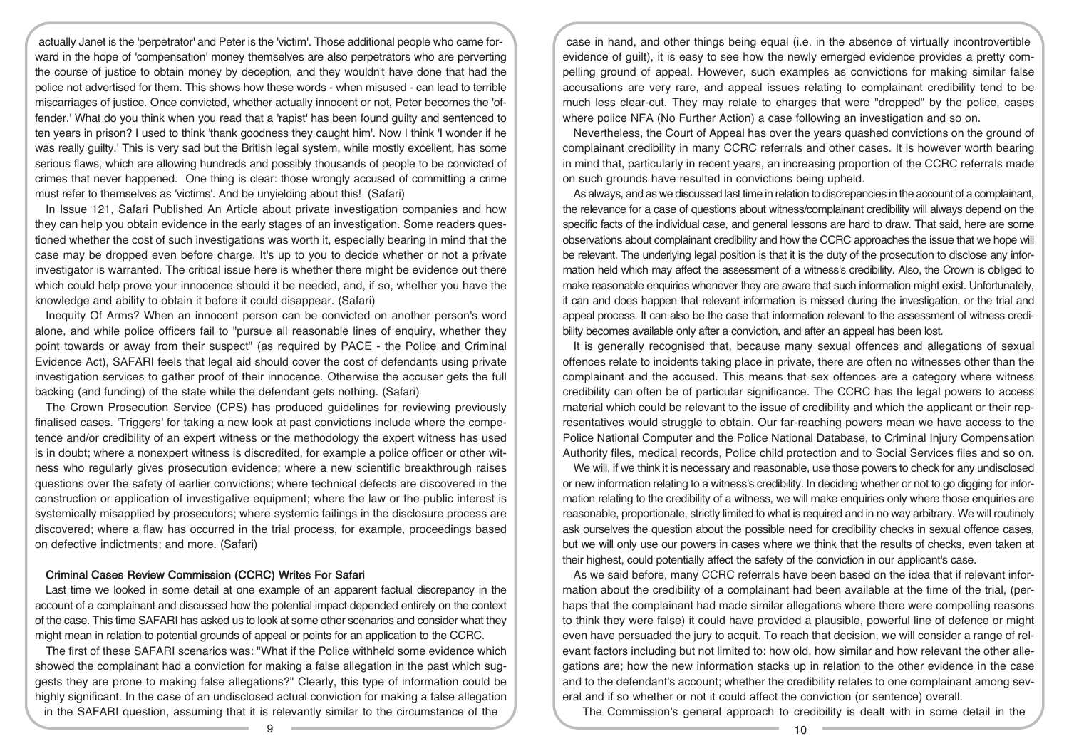actually Janet is the 'perpetrator' and Peter is the 'victim'. Those additional people who came forward in the hope of 'compensation' money themselves are also perpetrators who are perverting the course of justice to obtain money by deception, and they wouldn't have done that had the police not advertised for them. This shows how these words - when misused - can lead to terrible miscarriages of justice. Once convicted, whether actually innocent or not, Peter becomes the 'offender.' What do you think when you read that a 'rapist' has been found guilty and sentenced to ten years in prison? I used to think 'thank goodness they caught him'. Now I think 'I wonder if he was really guilty.' This is very sad but the British legal system, while mostly excellent, has some serious flaws, which are allowing hundreds and possibly thousands of people to be convicted of crimes that never happened. One thing is clear: those wrongly accused of committing a crime must refer to themselves as 'victims'. And be unyielding about this! (Safari)

In Issue 121, Safari Published An Article about private investigation companies and how they can help you obtain evidence in the early stages of an investigation. Some readers questioned whether the cost of such investigations was worth it, especially bearing in mind that the case may be dropped even before charge. It's up to you to decide whether or not a private investigator is warranted. The critical issue here is whether there might be evidence out there which could help prove your innocence should it be needed, and, if so, whether you have the knowledge and ability to obtain it before it could disappear. (Safari)

Inequity Of Arms? When an innocent person can be convicted on another person's word alone, and while police officers fail to "pursue all reasonable lines of enquiry, whether they point towards or away from their suspect" (as required by PACE - the Police and Criminal Evidence Act), SAFARI feels that legal aid should cover the cost of defendants using private investigation services to gather proof of their innocence. Otherwise the accuser gets the full backing (and funding) of the state while the defendant gets nothing. (Safari)

The Crown Prosecution Service (CPS) has produced guidelines for reviewing previously finalised cases. 'Triggers' for taking a new look at past convictions include where the competence and/or credibility of an expert witness or the methodology the expert witness has used is in doubt; where a nonexpert witness is discredited, for example a police officer or other witness who regularly gives prosecution evidence; where a new scientific breakthrough raises questions over the safety of earlier convictions; where technical defects are discovered in the construction or application of investigative equipment; where the law or the public interest is systemically misapplied by prosecutors; where systemic failings in the disclosure process are discovered; where a flaw has occurred in the trial process, for example, proceedings based on defective indictments; and more. (Safari)

### Criminal Cases Review Commission (CCRC) Writes For Safari

Last time we looked in some detail at one example of an apparent factual discrepancy in the account of a complainant and discussed how the potential impact depended entirely on the context of the case. This time SAFARI has asked us to look at some other scenarios and consider what they might mean in relation to potential grounds of appeal or points for an application to the CCRC.

The first of these SAFARI scenarios was: "What if the Police withheld some evidence which showed the complainant had a conviction for making a false allegation in the past which suggests they are prone to making false allegations?" Clearly, this type of information could be highly significant. In the case of an undisclosed actual conviction for making a false allegation in the SAFARI question, assuming that it is relevantly similar to the circumstance of the case in hand, and other things being equal (i.e. in the absence of virtually incontrovertible evidence of guilt), it is easy to see how the newly emerged evidence provides a pretty compelling ground of appeal. However, such examples as convictions for making similar false accusations are very rare, and appeal issues relating to complainant credibility tend to be much less clear-cut. They may relate to charges that were "dropped" by the police, cases where police NFA (No Further Action) a case following an investigation and so on.

Nevertheless, the Court of Appeal has over the years quashed convictions on the ground of complainant credibility in many CCRC referrals and other cases. It is however worth bearing in mind that, particularly in recent years, an increasing proportion of the CCRC referrals made on such grounds have resulted in convictions being upheld.

As always, and as we discussed last time in relation to discrepancies in the account of a complainant, the relevance for a case of questions about witness/complainant credibility will always depend on the specific facts of the individual case, and general lessons are hard to draw. That said, here are some observations about complainant credibility and how the CCRC approaches the issue that we hope will be relevant. The underlying legal position is that it is the duty of the prosecution to disclose any information held which may affect the assessment of a witness's credibility. Also, the Crown is obliged to make reasonable enquiries whenever they are aware that such information might exist. Unfortunately, it can and does happen that relevant information is missed during the investigation, or the trial and appeal process. It can also be the case that information relevant to the assessment of witness credibility becomes available only after a conviction, and after an appeal has been lost.

It is generally recognised that, because many sexual offences and allegations of sexual offences relate to incidents taking place in private, there are often no witnesses other than the complainant and the accused. This means that sex offences are a category where witness credibility can often be of particular significance. The CCRC has the legal powers to access material which could be relevant to the issue of credibility and which the applicant or their representatives would struggle to obtain. Our far-reaching powers mean we have access to the Police National Computer and the Police National Database, to Criminal Injury Compensation Authority files, medical records, Police child protection and to Social Services files and so on.

We will, if we think it is necessary and reasonable, use those powers to check for any undisclosed or new information relating to a witness's credibility. In deciding whether or not to go digging for information relating to the credibility of a witness, we will make enquiries only where those enquiries are reasonable, proportionate, strictly limited to what is required and in no way arbitrary. We will routinely ask ourselves the question about the possible need for credibility checks in sexual offence cases, but we will only use our powers in cases where we think that the results of checks, even taken at their highest, could potentially affect the safety of the conviction in our applicant's case.

As we said before, many CCRC referrals have been based on the idea that if relevant information about the credibility of a complainant had been available at the time of the trial, (perhaps that the complainant had made similar allegations where there were compelling reasons to think they were false) it could have provided a plausible, powerful line of defence or might even have persuaded the jury to acquit. To reach that decision, we will consider a range of relevant factors including but not limited to: how old, how similar and how relevant the other allegations are; how the new information stacks up in relation to the other evidence in the case and to the defendant's account; whether the credibility relates to one complainant among several and if so whether or not it could affect the conviction (or sentence) overall.

The Commission's general approach to credibility is dealt with in some detail in the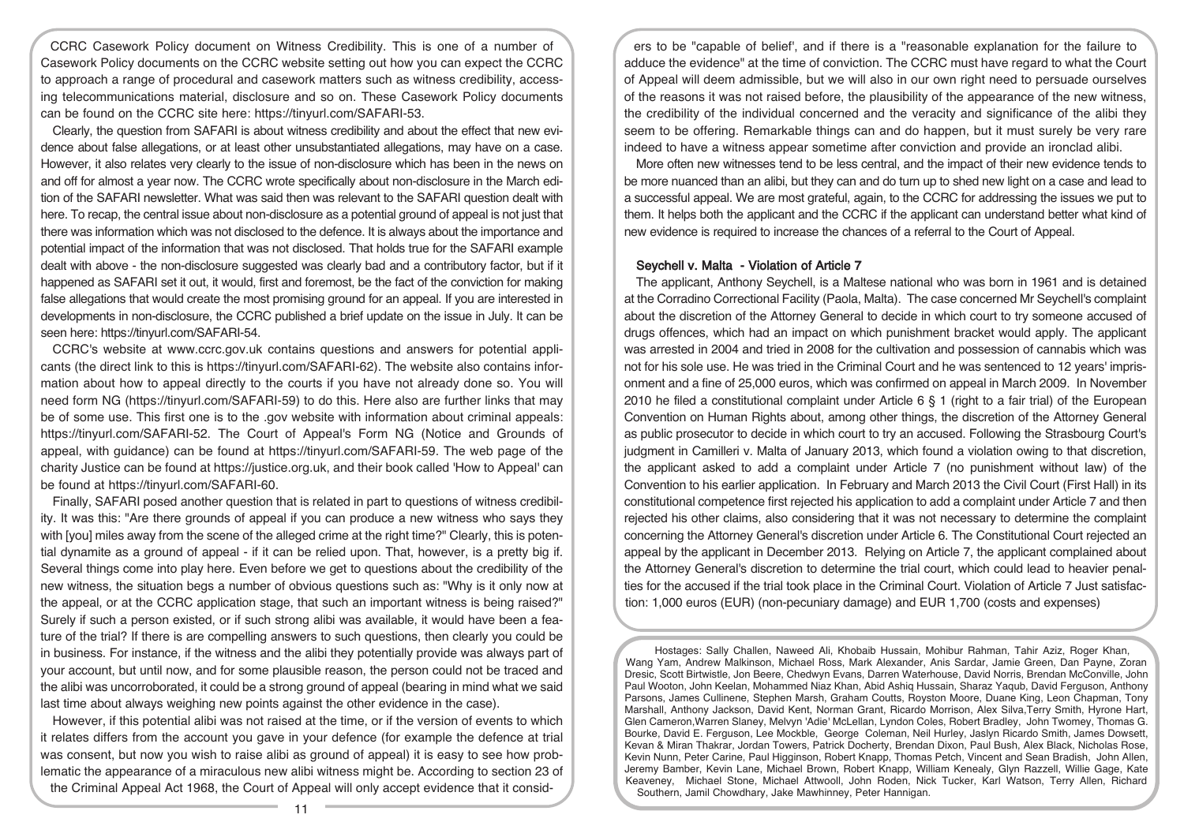CCRC Casework Policy document on Witness Credibility. This is one of a number of Casework Policy documents on the CCRC website setting out how you can expect the CCRC to approach a range of procedural and casework matters such as witness credibility, accessing telecommunications material, disclosure and so on. These Casework Policy documents can be found on the CCRC site here: https://tinyurl.com/SAFARI-53.

Clearly, the question from SAFARI is about witness credibility and about the effect that new evidence about false allegations, or at least other unsubstantiated allegations, may have on a case. However, it also relates very clearly to the issue of non-disclosure which has been in the news on and off for almost a year now. The CCRC wrote specifically about non-disclosure in the March edition of the SAFARI newsletter. What was said then was relevant to the SAFARI question dealt with here. To recap, the central issue about non-disclosure as a potential ground of appeal is not just that there was information which was not disclosed to the defence. It is always about the importance and potential impact of the information that was not disclosed. That holds true for the SAFARI example dealt with above - the non-disclosure suggested was clearly bad and a contributory factor, but if it happened as SAFARI set it out, it would, first and foremost, be the fact of the conviction for making false allegations that would create the most promising ground for an appeal. If you are interested in developments in non-disclosure, the CCRC published a brief update on the issue in July. It can be seen here: https://tinyurl.com/SAFARI-54.

CCRC's website at www.ccrc.gov.uk contains questions and answers for potential applicants (the direct link to this is https://tinyurl.com/SAFARI-62). The website also contains information about how to appeal directly to the courts if you have not already done so. You will need form NG (https://tinyurl.com/SAFARI-59) to do this. Here also are further links that may be of some use. This first one is to the .gov website with information about criminal appeals: https://tinyurl.com/SAFARI-52. The Court of Appeal's Form NG (Notice and Grounds of appeal, with guidance) can be found at https://tinyurl.com/SAFARI-59. The web page of the charity Justice can be found at https://justice.org.uk, and their book called 'How to Appeal' can be found at https://tinyurl.com/SAFARI-60.

Finally, SAFARI posed another question that is related in part to questions of witness credibility. It was this: "Are there grounds of appeal if you can produce a new witness who says they with [you] miles away from the scene of the alleged crime at the right time?" Clearly, this is potential dynamite as a ground of appeal - if it can be relied upon. That, however, is a pretty big if. Several things come into play here. Even before we get to questions about the credibility of the new witness, the situation begs a number of obvious questions such as: "Why is it only now at the appeal, or at the CCRC application stage, that such an important witness is being raised?" Surely if such a person existed, or if such strong alibi was available, it would have been a feature of the trial? If there is are compelling answers to such questions, then clearly you could be in business. For instance, if the witness and the alibi they potentially provide was always part of your account, but until now, and for some plausible reason, the person could not be traced and the alibi was uncorroborated, it could be a strong ground of appeal (bearing in mind what we said last time about always weighing new points against the other evidence in the case).

However, if this potential alibi was not raised at the time, or if the version of events to which it relates differs from the account you gave in your defence (for example the defence at trial was consent, but now you wish to raise alibi as ground of appeal) it is easy to see how problematic the appearance of a miraculous new alibi witness might be. According to section 23 of the Criminal Appeal Act 1968, the Court of Appeal will only accept evidence that it considers to be "capable of belief', and if there is a "reasonable explanation for the failure to adduce the evidence" at the time of conviction. The CCRC must have regard to what the Court of Appeal will deem admissible, but we will also in our own right need to persuade ourselves of the reasons it was not raised before, the plausibility of the appearance of the new witness, the credibility of the individual concerned and the veracity and significance of the alibi they seem to be offering. Remarkable things can and do happen, but it must surely be very rare indeed to have a witness appear sometime after conviction and provide an ironclad alibi.

More often new witnesses tend to be less central, and the impact of their new evidence tends to be more nuanced than an alibi, but they can and do turn up to shed new light on a case and lead to a successful appeal. We are most grateful, again, to the CCRC for addressing the issues we put to them. It helps both the applicant and the CCRC if the applicant can understand better what kind of new evidence is required to increase the chances of a referral to the Court of Appeal.

## Seychell v. Malta - Violation of Article 7

The applicant, Anthony Seychell, is a Maltese national who was born in 1961 and is detained at the Corradino Correctional Facility (Paola, Malta). The case concerned Mr Seychell's complaint about the discretion of the Attorney General to decide in which court to try someone accused of drugs offences, which had an impact on which punishment bracket would apply. The applicant was arrested in 2004 and tried in 2008 for the cultivation and possession of cannabis which was not for his sole use. He was tried in the Criminal Court and he was sentenced to 12 years' imprisonment and a fine of 25,000 euros, which was confirmed on appeal in March 2009. In November 2010 he filed a constitutional complaint under Article 6 § 1 (right to a fair trial) of the European Convention on Human Rights about, among other things, the discretion of the Attorney General as public prosecutor to decide in which court to try an accused. Following the Strasbourg Court's judgment in Camilleri v. Malta of January 2013, which found a violation owing to that discretion, the applicant asked to add a complaint under Article 7 (no punishment without law) of the Convention to his earlier application. In February and March 2013 the Civil Court (First Hall) in its constitutional competence first rejected his application to add a complaint under Article 7 and then rejected his other claims, also considering that it was not necessary to determine the complaint concerning the Attorney General's discretion under Article 6. The Constitutional Court rejected an appeal by the applicant in December 2013. Relying on Article 7, the applicant complained about the Attorney General's discretion to determine the trial court, which could lead to heavier penalties for the accused if the trial took place in the Criminal Court. Violation of Article 7 Just satisfaction: 1,000 euros (EUR) (non-pecuniary damage) and EUR 1,700 (costs and expenses)

Hostages: Sally Challen, Naweed Ali, Khobaib Hussain, Mohibur Rahman, Tahir Aziz, Roger Khan, Wang Yam, Andrew Malkinson, Michael Ross, Mark Alexander, Anis Sardar, Jamie Green, Dan Payne, Zoran Dresic, Scott Birtwistle, Jon Beere, Chedwyn Evans, Darren Waterhouse, David Norris, Brendan McConville, John Paul Wooton, John Keelan, Mohammed Niaz Khan, Abid Ashiq Hussain, Sharaz Yaqub, David Ferguson, Anthony Parsons, James Cullinene, Stephen Marsh, Graham Coutts, Royston Moore, Duane King, Leon Chapman, Tony Marshall, Anthony Jackson, David Kent, Norman Grant, Ricardo Morrison, Alex Silva,Terry Smith, Hyrone Hart, Glen Cameron,Warren Slaney, Melvyn 'Adie' McLellan, Lyndon Coles, Robert Bradley, John Twomey, Thomas G. Bourke, David E. Ferguson, Lee Mockble, George Coleman, Neil Hurley, Jaslyn Ricardo Smith, James Dowsett, Kevan & Miran Thakrar, Jordan Towers, Patrick Docherty, Brendan Dixon, Paul Bush, Alex Black, Nicholas Rose, Kevin Nunn, Peter Carine, Paul Higginson, Robert Knapp, Thomas Petch, Vincent and Sean Bradish, John Allen, Jeremy Bamber, Kevin Lane, Michael Brown, Robert Knapp, William Kenealy, Glyn Razzell, Willie Gage, Kate Keaveney, Michael Stone, Michael Attwooll, John Roden, Nick Tucker, Karl Watson, Terry Allen, Richard Southern, Jamil Chowdhary, Jake Mawhinney, Peter Hannigan.